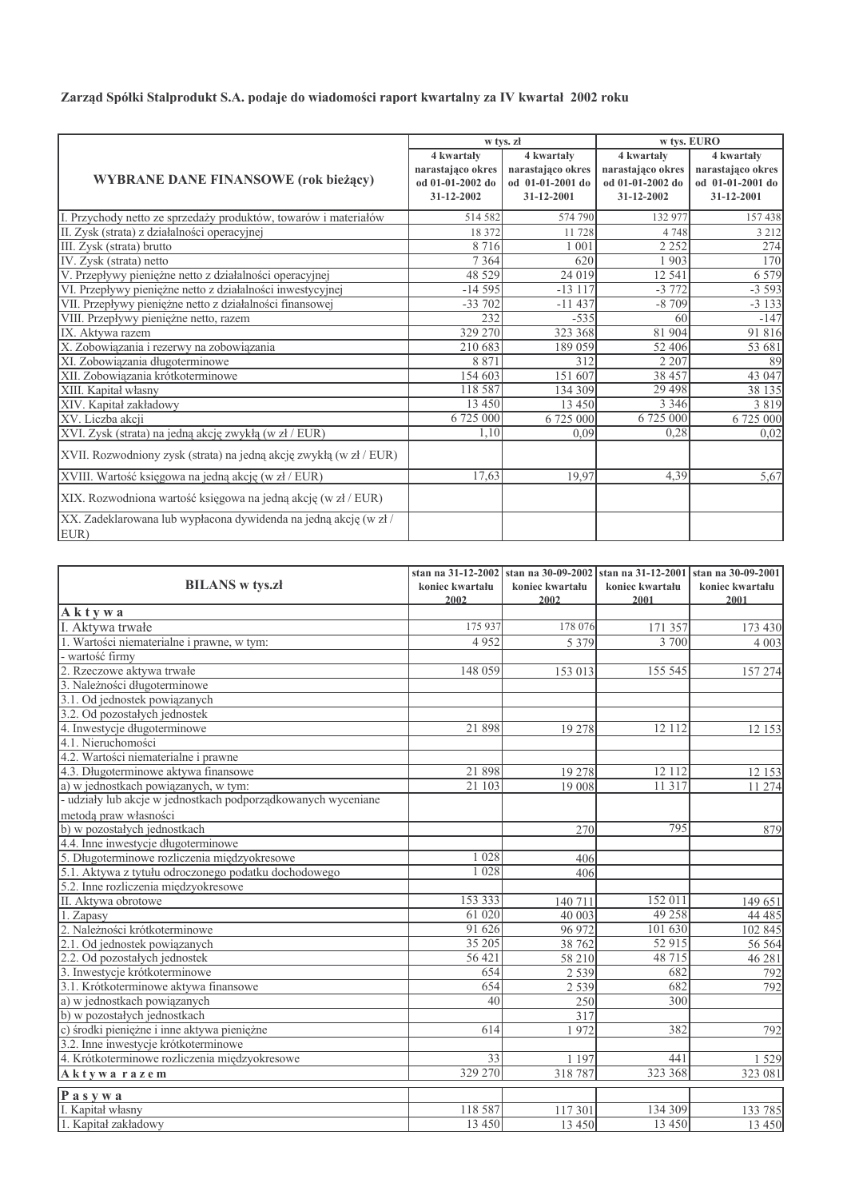**Zarząd Spółki Stalprodukt S.A. podaje do wiadomości raport kwartalny za IV kwartał 2002 roku**

| WYBRANE DANE FINANSOWE (rok bieżący) | w tys. zł | | w tys. EURO | |
|---|---|---|---|---|
| | 4 kwartały narastająco okres od 01-01-2002 do 31-12-2002 | 4 kwartały narastająco okres od 01-01-2001 do 31-12-2001 | 4 kwartały narastająco okres od 01-01-2002 do 31-12-2002 | 4 kwartały narastająco okres od 01-01-2001 do 31-12-2001 |
| I. Przychody netto ze sprzedaży produktów, towarów i materiałów | 514 582 | 574 790 | 132 977 | 157 438 |
| II. Zysk (strata) z działalności operacyjnej | 18 372 | 11 728 | 4 748 | 3 212 |
| III. Zysk (strata) brutto | 8 716 | 1 001 | 2 252 | 274 |
| IV. Zysk (strata) netto | 7 364 | 620 | 1 903 | 170 |
| V. Przepływy pieniężne netto z działalności operacyjnej | 48 529 | 24 019 | 12 541 | 6 579 |
| VI. Przepływy pieniężne netto z działalności inwestycyjnej | -14 595 | -13 117 | -3 772 | -3 593 |
| VII. Przepływy pieniężne netto z działalności finansowej | -33 702 | -11 437 | -8 709 | -3 133 |
| VIII. Przepływy pieniężne netto, razem | 232 | -535 | 60 | -147 |
| IX. Aktywa razem | 329 270 | 323 368 | 81 904 | 91 816 |
| X. Zobowiązania i rezerwy na zobowiązania | 210 683 | 189 059 | 52 406 | 53 681 |
| XI. Zobowiązania długoterminowe | 8 871 | 312 | 2 207 | 89 |
| XII. Zobowiązania krótkoterminowe | 154 603 | 151 607 | 38 457 | 43 047 |
| XIII. Kapitał własny | 118 587 | 134 309 | 29 498 | 38 135 |
| XIV. Kapitał zakładowy | 13 450 | 13 450 | 3 346 | 3 819 |
| XV. Liczba akcji | 6 725 000 | 6 725 000 | 6 725 000 | 6 725 000 |
| XVI. Zysk (strata) na jedną akcję zwykłą (w zł / EUR) | 1,10 | 0,09 | 0,28 | 0,02 |
| XVII. Rozwodniony zysk (strata) na jedną akcję zwykłą (w zł / EUR) | | | | |
| XVIII. Wartość księgowa na jedną akcję (w zł / EUR) | 17,63 | 19,97 | 4,39 | 5,67 |
| XIX. Rozwodniona wartość księgowa na jedną akcję (w zł / EUR) | | | | |
| XX. Zadeklarowana lub wypłacona dywidenda na jedną akcję (w zł / EUR) | | | | |

| BILANS w tys.zł | stan na 31-12-2002 koniec kwartału 2002 | stan na 30-09-2002 koniec kwartału 2002 | stan na 31-12-2001 koniec kwartału 2001 | stan na 30-09-2001 koniec kwartału 2001 |
|---|---|---|---|---|
| **A k t y w a** | | | | |
| I. Aktywa trwałe | 175 937 | 178 076 | 171 357 | 173 430 |
| 1. Wartości niematerialne i prawne, w tym: | 4 952 | 5 379 | 3 700 | 4 003 |
| - wartość firmy | | | | |
| 2. Rzeczowe aktywa trwałe | 148 059 | 153 013 | 155 545 | 157 274 |
| 3. Należności długoterminowe | | | | |
| 3.1. Od jednostek powiązanych | | | | |
| 3.2. Od pozostałych jednostek | | | | |
| 4. Inwestycje długoterminowe | 21 898 | 19 278 | 12 112 | 12 153 |
| 4.1. Nieruchomości | | | | |
| 4.2. Wartości niematerialne i prawne | | | | |
| 4.3. Długoterminowe aktywa finansowe | 21 898 | 19 278 | 12 112 | 12 153 |
| a) w jednostkach powiązanych, w tym: | 21 103 | 19 008 | 11 317 | 11 274 |
| - udziały lub akcje w jednostkach podporządkowanych wyceniane metodą praw własności | | | | |
| b) w pozostałych jednostkach | | 270 | 795 | 879 |
| 4.4. Inne inwestycje długoterminowe | | | | |
| 5. Długoterminowe rozliczenia międzyokresowe | 1 028 | 406 | | |
| 5.1. Aktywa z tytułu odroczonego podatku dochodowego | 1 028 | 406 | | |
| 5.2. Inne rozliczenia międzyokresowe | | | | |
| II. Aktywa obrotowe | 153 333 | 140 711 | 152 011 | 149 651 |
| 1. Zapasy | 61 020 | 40 003 | 49 258 | 44 485 |
| 2. Należności krótkoterminowe | 91 626 | 96 972 | 101 630 | 102 845 |
| 2.1. Od jednostek powiązanych | 35 205 | 38 762 | 52 915 | 56 564 |
| 2.2. Od pozostałych jednostek | 56 421 | 58 210 | 48 715 | 46 281 |
| 3. Inwestycje krótkoterminowe | 654 | 2 539 | 682 | 792 |
| 3.1. Krótkoterminowe aktywa finansowe | 654 | 2 539 | 682 | 792 |
| a) w jednostkach powiązanych | 40 | 250 | 300 | |
| b) w pozostałych jednostkach | | 317 | | |
| c) środki pieniężne i inne aktywa pieniężne | 614 | 1 972 | 382 | 792 |
| 3.2. Inne inwestycje krótkoterminowe | | | | |
| 4. Krótkoterminowe rozliczenia międzyokresowe | 33 | 1 197 | 441 | 1 529 |
| **A k t y w a r a z e m** | 329 270 | 318 787 | 323 368 | 323 081 |
| **P a s y w a** | | | | |
| I. Kapitał własny | 118 587 | 117 301 | 134 309 | 133 785 |
| 1. Kapitał zakładowy | 13 450 | 13 450 | 13 450 | 13 450 |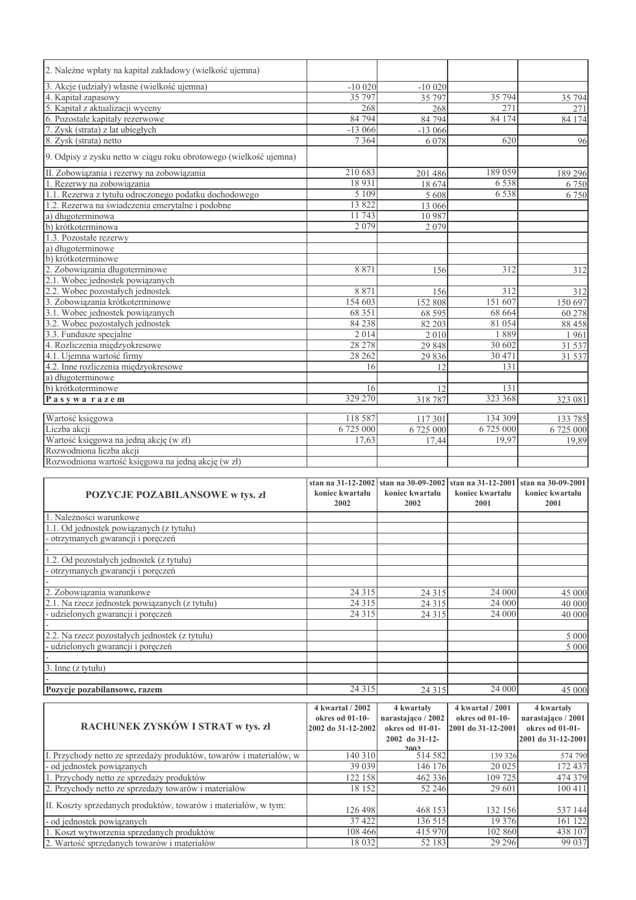| | | | | |
|---|---|---|---|---|
| 2. Należne wpłaty na kapitał zakładowy (wielkość ujemna) | | | | |
| 3. Akcje (udziały) własne (wielkość ujemna) | -10 020 | -10 020 | | |
| 4. Kapitał zapasowy | 35 797 | 35 797 | 35 794 | 35 794 |
| 5. Kapitał z aktualizacji wyceny | 268 | 268 | 271 | 271 |
| 6. Pozostałe kapitały rezerwowe | 84 794 | 84 794 | 84 174 | 84 174 |
| 7. Zysk (strata) z lat ubiegłych | -13 066 | -13 066 | | |
| 8. Zysk (strata) netto | 7 364 | 6 078 | 620 | 96 |
| 9. Odpisy z zysku netto w ciągu roku obrotowego (wielkość ujemna) | | | | |
| II. Zobowiązania i rezerwy na zobowiązania | 210 683 | 201 486 | 189 059 | 189 296 |
| 1. Rezerwy na zobowiązania | 18 931 | 18 674 | 6 538 | 6 750 |
| 1.1. Rezerwa z tytułu odroczonego podatku dochodowego | 5 109 | 5 608 | 6 538 | 6 750 |
| 1.2. Rezerwa na świadczenia emerytalne i podobne | 13 822 | 13 066 | | |
| a) długoterminowa | 11 743 | 10 987 | | |
| b) krótkoterminowa | 2 079 | 2 079 | | |
| 1.3. Pozostałe rezerwy | | | | |
| a) długoterminowe | | | | |
| b) krótkoterminowe | | | | |
| 2. Zobowiązania długoterminowe | 8 871 | 156 | 312 | 312 |
| 2.1. Wobec jednostek powiązanych | | | | |
| 2.2. Wobec pozostałych jednostek | 8 871 | 156 | 312 | 312 |
| 3. Zobowiązania krótkoterminowe | 154 603 | 152 808 | 151 607 | 150 697 |
| 3.1. Wobec jednostek powiązanych | 68 351 | 68 595 | 68 664 | 60 278 |
| 3.2. Wobec pozostałych jednostek | 84 238 | 82 203 | 81 054 | 88 458 |
| 3.3. Fundusze specjalne | 2 014 | 2 010 | 1 889 | 1 961 |
| 4. Rozliczenia międzyokresowe | 28 278 | 29 848 | 30 602 | 31 537 |
| 4.1. Ujemna wartość firmy | 28 262 | 29 836 | 30 471 | 31 537 |
| 4.2. Inne rozliczenia międzyokresowe | 16 | 12 | 131 | |
| a) długoterminowe | | | | |
| b) krótkoterminowe | 16 | 12 | 131 | |
| **Pasywa razem** | 329 270 | 318 787 | 323 368 | 323 081 |

| | | | | |
|---|---|---|---|---|
| Wartość księgowa | 118 587 | 117 301 | 134 309 | 133 785 |
| Liczba akcji | 6 725 000 | 6 725 000 | 6 725 000 | 6 725 000 |
| Wartość księgowa na jedną akcję (w zł) | 17,63 | 17,44 | 19,97 | 19,89 |
| Rozwodniona liczba akcji | | | | |
| Rozwodniona wartość księgowa na jedną akcję (w zł) | | | | |

| POZYCJE POZABILANSOWE w tys. zł | stan na 31-12-2002 koniec kwartału 2002 | stan na 30-09-2002 koniec kwartału 2002 | stan na 31-12-2001 koniec kwartału 2001 | stan na 30-09-2001 koniec kwartału 2001 |
|---|---|---|---|---|
| 1. Należności warunkowe | | | | |
| 1.1. Od jednostek powiązanych (z tytułu) | | | | |
| - otrzymanych gwarancji i poręczeń | | | | |
| - | | | | |
| 1.2. Od pozostałych jednostek (z tytułu) | | | | |
| - otrzymanych gwarancji i poręczeń | | | | |
| - | | | | |
| 2. Zobowiązania warunkowe | 24 315 | 24 315 | 24 000 | 45 000 |
| 2.1. Na rzecz jednostek powiązanych (z tytułu) | 24 315 | 24 315 | 24 000 | 40 000 |
| - udzielonych gwarancji i poręczeń | 24 315 | 24 315 | 24 000 | 40 000 |
| - | | | | |
| 2.2. Na rzecz pozostałych jednostek (z tytułu) | | | | 5 000 |
| - udzielonych gwarancji i poręczeń | | | | 5 000 |
| - | | | | |
| 3. Inne (z tytułu) | | | | |
| - | | | | |
| **Pozycje pozabilansowe, razem** | 24 315 | 24 315 | 24 000 | 45 000 |

| RACHUNEK ZYSKÓW I STRAT w tys. zł | 4 kwartał / 2002 okres od 01-10-2002 do 31-12-2002 | 4 kwartały narastająco / 2002 okres od 01-01-2002 do 31-12-2002 | 4 kwartał / 2001 okres od 01-10-2001 do 31-12-2001 | 4 kwartały narastająco / 2001 okres od 01-01-2001 do 31-12-2001 |
|---|---|---|---|---|
| I. Przychody netto ze sprzedaży produktów, towarów i materiałów, w | 140 310 | 514 582 | 139 326 | 574 790 |
| - od jednostek powiązanych | 39 039 | 146 176 | 20 025 | 172 437 |
| 1. Przychody netto ze sprzedaży produktów | 122 158 | 462 336 | 109 725 | 474 379 |
| 2. Przychody netto ze sprzedaży towarów i materiałów | 18 152 | 52 246 | 29 601 | 100 411 |
| II. Koszty sprzedanych produktów, towarów i materiałów, w tym: | 126 498 | 468 153 | 132 156 | 537 144 |
| - od jednostek powiązanych | 37 422 | 136 515 | 19 376 | 161 122 |
| 1. Koszt wytworzenia sprzedanych produktów | 108 466 | 415 970 | 102 860 | 438 107 |
| 2. Wartość sprzedanych towarów i materiałów | 18 032 | 52 183 | 29 296 | 99 037 |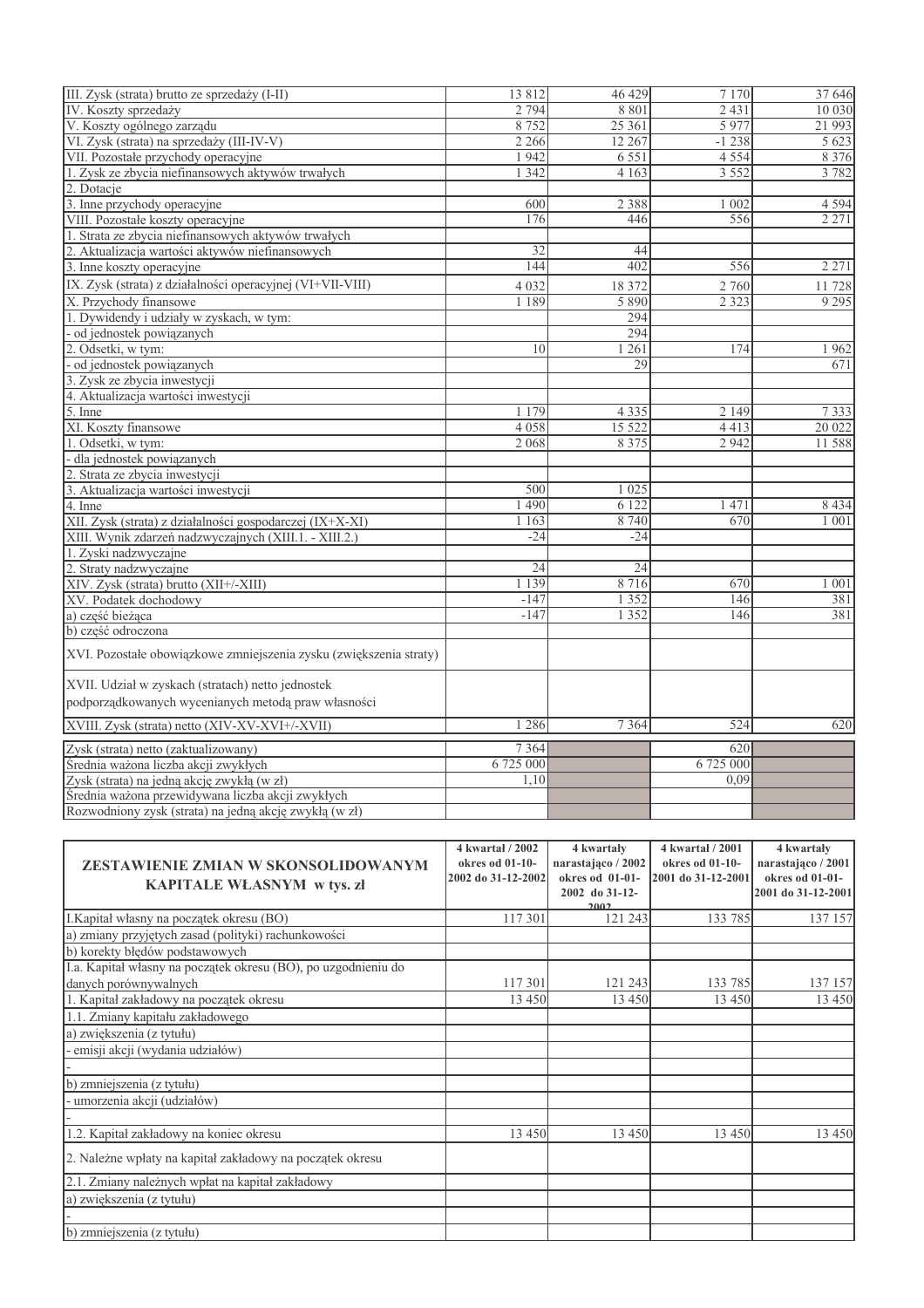| | | | | |
|---|---|---|---|---|
| III. Zysk (strata) brutto ze sprzedaży (I-II) | 13 812 | 46 429 | 7 170 | 37 646 |
| IV. Koszty sprzedaży | 2 794 | 8 801 | 2 431 | 10 030 |
| V. Koszty ogólnego zarządu | 8 752 | 25 361 | 5 977 | 21 993 |
| VI. Zysk (strata) na sprzedaży (III-IV-V) | 2 266 | 12 267 | -1 238 | 5 623 |
| VII. Pozostałe przychody operacyjne | 1 942 | 6 551 | 4 554 | 8 376 |
| 1. Zysk ze zbycia niefinansowych aktywów trwałych | 1 342 | 4 163 | 3 552 | 3 782 |
| 2. Dotacje | | | | |
| 3. Inne przychody operacyjne | 600 | 2 388 | 1 002 | 4 594 |
| VIII. Pozostałe koszty operacyjne | 176 | 446 | 556 | 2 271 |
| 1. Strata ze zbycia niefinansowych aktywów trwałych | | | | |
| 2. Aktualizacja wartości aktywów niefinansowych | 32 | 44 | | |
| 3. Inne koszty operacyjne | 144 | 402 | 556 | 2 271 |
| IX. Zysk (strata) z działalności operacyjnej (VI+VII-VIII) | 4 032 | 18 372 | 2 760 | 11 728 |
| X. Przychody finansowe | 1 189 | 5 890 | 2 323 | 9 295 |
| 1. Dywidendy i udziały w zyskach, w tym: | | 294 | | |
| - od jednostek powiązanych | | 294 | | |
| 2. Odsetki, w tym: | 10 | 1 261 | 174 | 1 962 |
| - od jednostek powiązanych | | 29 | | 671 |
| 3. Zysk ze zbycia inwestycji | | | | |
| 4. Aktualizacja wartości inwestycji | | | | |
| 5. Inne | 1 179 | 4 335 | 2 149 | 7 333 |
| XI. Koszty finansowe | 4 058 | 15 522 | 4 413 | 20 022 |
| 1. Odsetki, w tym: | 2 068 | 8 375 | 2 942 | 11 588 |
| - dla jednostek powiązanych | | | | |
| 2. Strata ze zbycia inwestycji | | | | |
| 3. Aktualizacja wartości inwestycji | 500 | 1 025 | | |
| 4. Inne | 1 490 | 6 122 | 1 471 | 8 434 |
| XII. Zysk (strata) z działalności gospodarczej (IX+X-XI) | 1 163 | 8 740 | 670 | 1 001 |
| XIII. Wynik zdarzeń nadzwyczajnych (XIII.1. - XIII.2.) | -24 | -24 | | |
| 1. Zyski nadzwyczajne | | | | |
| 2. Straty nadzwyczajne | 24 | 24 | | |
| XIV. Zysk (strata) brutto (XII+/-XIII) | 1 139 | 8 716 | 670 | 1 001 |
| XV. Podatek dochodowy | -147 | 1 352 | 146 | 381 |
| a) część bieżąca | -147 | 1 352 | 146 | 381 |
| b) część odroczona | | | | |
| XVI. Pozostałe obowiązkowe zmniejszenia zysku (zwiększenia straty) | | | | |
| XVII. Udział w zyskach (stratach) netto jednostek podporządkowanych wycenianych metodą praw własności | | | | |
| XVIII. Zysk (strata) netto (XIV-XV-XVI+/-XVII) | 1 286 | 7 364 | 524 | 620 |
| Zysk (strata) netto (zaktualizowany) | 7 364 | | 620 | |
| Średnia ważona liczba akcji zwykłych | 6 725 000 | | 6 725 000 | |
| Zysk (strata) na jedną akcję zwykłą (w zł) | 1,10 | | 0,09 | |
| Średnia ważona przewidywana liczba akcji zwykłych | | | | |
| Rozwodniony zysk (strata) na jedną akcję zwykłą (w zł) | | | | |

| **ZESTAWIENIE ZMIAN W SKONSOLIDOWANYM KAPITALE WŁASNYM w tys. zł** | **4 kwartał / 2002 okres od 01-10-2002 do 31-12-2002** | **4 kwartały narastająco / 2002 okres od 01-01-2002 do 31-12-2002** | **4 kwartał / 2001 okres od 01-10-2001 do 31-12-2001** | **4 kwartały narastająco / 2001 okres od 01-01-2001 do 31-12-2001** |
|---|---|---|---|---|
| I.Kapitał własny na początek okresu (BO) | 117 301 | 121 243 | 133 785 | 137 157 |
| a) zmiany przyjętych zasad (polityki) rachunkowości | | | | |
| b) korekty błędów podstawowych | | | | |
| I.a. Kapitał własny na początek okresu (BO), po uzgodnieniu do danych porównywalnych | 117 301 | 121 243 | 133 785 | 137 157 |
| 1. Kapitał zakładowy na początek okresu | 13 450 | 13 450 | 13 450 | 13 450 |
| 1.1. Zmiany kapitału zakładowego | | | | |
| a) zwiększenia (z tytułu) | | | | |
| - emisji akcji (wydania udziałów) | | | | |
| - | | | | |
| b) zmniejszenia (z tytułu) | | | | |
| - umorzenia akcji (udziałów) | | | | |
| - | | | | |
| 1.2. Kapitał zakładowy na koniec okresu | 13 450 | 13 450 | 13 450 | 13 450 |
| 2. Należne wpłaty na kapitał zakładowy na początek okresu | | | | |
| 2.1. Zmiany należnych wpłat na kapitał zakładowy | | | | |
| a) zwiększenia (z tytułu) | | | | |
| - | | | | |
| b) zmniejszenia (z tytułu) | | | | |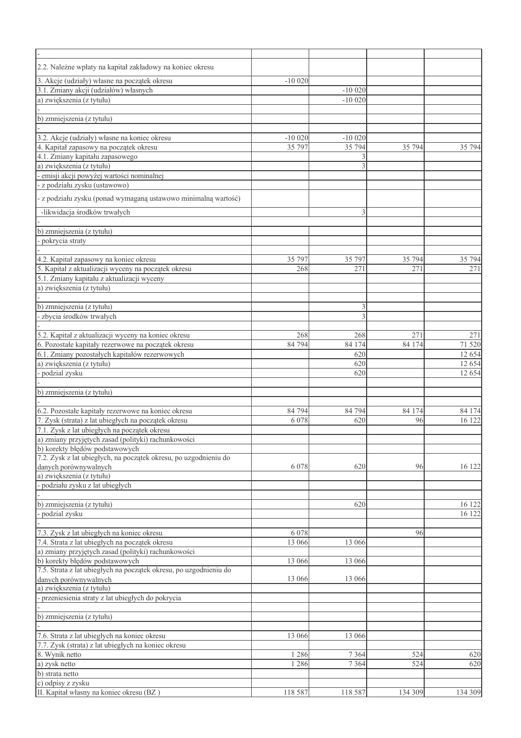| | | | | |
|---|---|---|---|---|
| - | | | | |
| 2.2. Należne wpłaty na kapitał zakładowy na koniec okresu | | | | |
| 3. Akcje (udziały) własne na początek okresu | -10 020 | | | |
| 3.1. Zmiany akcji (udziałów) własnych | | -10 020 | | |
| a) zwiększenia (z tytułu) | | -10 020 | | |
| - | | | | |
| b) zmniejszenia (z tytułu) | | | | |
| - | | | | |
| 3.2. Akcje (udziały) własne na koniec okresu | -10 020 | -10 020 | | |
| 4. Kapitał zapasowy na początek okresu | 35 797 | 35 794 | 35 794 | 35 794 |
| 4.1. Zmiany kapitału zapasowego | | 3 | | |
| a) zwiększenia (z tytułu) | | 3 | | |
| - emisji akcji powyżej wartości nominalnej | | | | |
| - z podziału zysku (ustawowo) | | | | |
| - z podziału zysku (ponad wymaganą ustawowo minimalną wartość) | | | | |
| -likwidacja środków trwałych | | 3 | | |
| - | | | | |
| b) zmniejszenia (z tytułu) | | | | |
| - pokrycia straty | | | | |
| - | | | | |
| 4.2. Kapitał zapasowy na koniec okresu | 35 797 | 35 797 | 35 794 | 35 794 |
| 5. Kapitał z aktualizacji wyceny na początek okresu | 268 | 271 | 271 | 271 |
| 5.1. Zmiany kapitału z aktualizacji wyceny | | | | |
| a) zwiększenia (z tytułu) | | | | |
| - | | | | |
| b) zmniejszenia (z tytułu) | | 3 | | |
| - zbycia środków trwałych | | 3 | | |
| - | | | | |
| 5.2. Kapitał z aktualizacji wyceny na koniec okresu | 268 | 268 | 271 | 271 |
| 6. Pozostałe kapitały rezerwowe na początek okresu | 84 794 | 84 174 | 84 174 | 71 520 |
| 6.1. Zmiany pozostałych kapitałów rezerwowych | | 620 | | 12 654 |
| a) zwiększenia (z tytułu) | | 620 | | 12 654 |
| - podzial zysku | | 620 | | 12 654 |
| - | | | | |
| b) zmniejszenia (z tytułu) | | | | |
| - | | | | |
| 6.2. Pozostałe kapitały rezerwowe na koniec okresu | 84 794 | 84 794 | 84 174 | 84 174 |
| 7. Zysk (strata) z lat ubiegłych na początek okresu | 6 078 | 620 | 96 | 16 122 |
| 7.1. Zysk z lat ubiegłych na początek okresu | | | | |
| a) zmiany przyjętych zasad (polityki) rachunkowości | | | | |
| b) korekty błędów podstawowych | | | | |
| 7.2. Zysk z lat ubiegłych, na początek okresu, po uzgodnieniu do danych porównywalnych | 6 078 | 620 | 96 | 16 122 |
| a) zwiększenia (z tytułu) | | | | |
| - podziału zysku z lat ubiegłych | | | | |
| - | | | | |
| b) zmniejszenia (z tytułu) | | 620 | | 16 122 |
| - podzial zysku | | | | 16 122 |
| - | | | | |
| 7.3. Zysk z lat ubiegłych na koniec okresu | 6 078 | | 96 | |
| 7.4. Strata z lat ubiegłych na początek okresu | 13 066 | 13 066 | | |
| a) zmiany przyjętych zasad (polityki) rachunkowości | | | | |
| b) korekty błędów podstawowych | 13 066 | 13 066 | | |
| 7.5. Strata z lat ubiegłych na początek okresu, po uzgodnieniu do danych porównywalnych | 13 066 | 13 066 | | |
| a) zwiększenia (z tytułu) | | | | |
| - przeniesienia straty z lat ubiegłych do pokrycia | | | | |
| - | | | | |
| b) zmniejszenia (z tytułu) | | | | |
| - | | | | |
| 7.6. Strata z lat ubiegłych na koniec okresu | 13 066 | 13 066 | | |
| 7.7. Zysk (strata) z lat ubiegłych na koniec okresu | | | | |
| 8. Wynik netto | 1 286 | 7 364 | 524 | 620 |
| a) zysk netto | 1 286 | 7 364 | 524 | 620 |
| b) strata netto | | | | |
| c) odpisy z zysku | | | | |
| II. Kapitał własny na koniec okresu (BZ ) | 118 587 | 118 587 | 134 309 | 134 309 |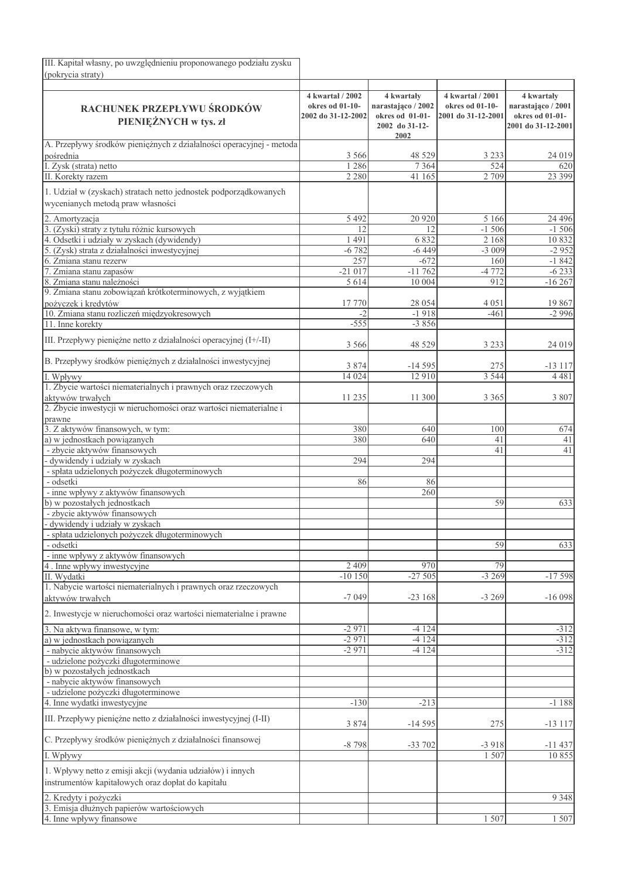| III. Kapitał własny, po uwzględnieniu proponowanego podziału zysku (pokrycia straty) | | | | |
|---|---|---|---|---|

| RACHUNEK PRZEPŁYWU ŚRODKÓW PIENIĘŻNYCH w tys. zł | 4 kwartał / 2002 okres od 01-10-2002 do 31-12-2002 | 4 kwartały narastająco / 2002 okres od 01-01-2002 do 31-12-2002 | 4 kwartał / 2001 okres od 01-10-2001 do 31-12-2001 | 4 kwartały narastająco / 2001 okres od 01-01-2001 do 31-12-2001 |
|---|---|---|---|---|
| A. Przepływy środków pieniężnych z działalności operacyjnej - metoda pośrednia | 3 566 | 48 529 | 3 233 | 24 019 |
| I. Zysk (strata) netto | 1 286 | 7 364 | 524 | 620 |
| II. Korekty razem | 2 280 | 41 165 | 2 709 | 23 399 |
| 1. Udział w (zyskach) stratach netto jednostek podporządkowanych wycenianych metodą praw własności | | | | |
| 2. Amortyzacja | 5 492 | 20 920 | 5 166 | 24 496 |
| 3. (Zyski) straty z tytułu różnic kursowych | 12 | 12 | -1 506 | -1 506 |
| 4. Odsetki i udziały w zyskach (dywidendy) | 1 491 | 6 832 | 2 168 | 10 832 |
| 5. (Zysk) strata z działalności inwestycyjnej | -6 782 | -6 449 | -3 009 | -2 952 |
| 6. Zmiana stanu rezerw | 257 | -672 | 160 | -1 842 |
| 7. Zmiana stanu zapasów | -21 017 | -11 762 | -4 772 | -6 233 |
| 8. Zmiana stanu należności | 5 614 | 10 004 | 912 | -16 267 |
| 9. Zmiana stanu zobowiązań krótkoterminowych, z wyjątkiem pożyczek i kredytów | 17 770 | 28 054 | 4 051 | 19 867 |
| 10. Zmiana stanu rozliczeń międzyokresowych | -2 | -1 918 | -461 | -2 996 |
| 11. Inne korekty | -555 | -3 856 | | |
| III. Przepływy pieniężne netto z działalności operacyjnej (I+/-II) | 3 566 | 48 529 | 3 233 | 24 019 |
| B. Przepływy środków pieniężnych z działalności inwestycyjnej | 3 874 | -14 595 | 275 | -13 117 |
| I. Wpływy | 14 024 | 12 910 | 3 544 | 4 481 |
| 1. Zbycie wartości niematerialnych i prawnych oraz rzeczowych aktywów trwałych | 11 235 | 11 300 | 3 365 | 3 807 |
| 2. Zbycie inwestycji w nieruchomości oraz wartości niematerialne i prawne | | | | |
| 3. Z aktywów finansowych, w tym: | 380 | 640 | 100 | 674 |
| a) w jednostkach powiązanych | 380 | 640 | 41 | 41 |
| - zbycie aktywów finansowych | | | 41 | 41 |
| - dywidendy i udziały w zyskach | 294 | 294 | | |
| - spłata udzielonych pożyczek długoterminowych | | | | |
| - odsetki | 86 | 86 | | |
| - inne wpływy z aktywów finansowych | | 260 | | |
| b) w pozostałych jednostkach | | | 59 | 633 |
| - zbycie aktywów finansowych | | | | |
| - dywidendy i udziały w zyskach | | | | |
| - spłata udzielonych pożyczek długoterminowych | | | | |
| - odsetki | | | 59 | 633 |
| - inne wpływy z aktywów finansowych | | | | |
| 4 . Inne wpływy inwestycyjne | 2 409 | 970 | 79 | |
| II. Wydatki | -10 150 | -27 505 | -3 269 | -17 598 |
| 1. Nabycie wartości niematerialnych i prawnych oraz rzeczowych aktywów trwałych | -7 049 | -23 168 | -3 269 | -16 098 |
| 2. Inwestycje w nieruchomości oraz wartości niematerialne i prawne | | | | |
| 3. Na aktywa finansowe, w tym: | -2 971 | -4 124 | | -312 |
| a) w jednostkach powiązanych | -2 971 | -4 124 | | -312 |
| - nabycie aktywów finansowych | -2 971 | -4 124 | | -312 |
| - udzielone pożyczki długoterminowe | | | | |
| b) w pozostałych jednostkach | | | | |
| - nabycie aktywów finansowych | | | | |
| - udzielone pożyczki długoterminowe | | | | |
| 4. Inne wydatki inwestycyjne | -130 | -213 | | -1 188 |
| III. Przepływy pieniężne netto z działalności inwestycyjnej (I-II) | 3 874 | -14 595 | 275 | -13 117 |
| C. Przepływy środków pieniężnych z działalności finansowej | -8 798 | -33 702 | -3 918 | -11 437 |
| I. Wpływy | | | 1 507 | 10 855 |
| 1. Wpływy netto z emisji akcji (wydania udziałów) i innych instrumentów kapitałowych oraz dopłat do kapitału | | | | |
| 2. Kredyty i pożyczki | | | | 9 348 |
| 3. Emisja dłużnych papierów wartościowych | | | | |
| 4. Inne wpływy finansowe | | | 1 507 | 1 507 |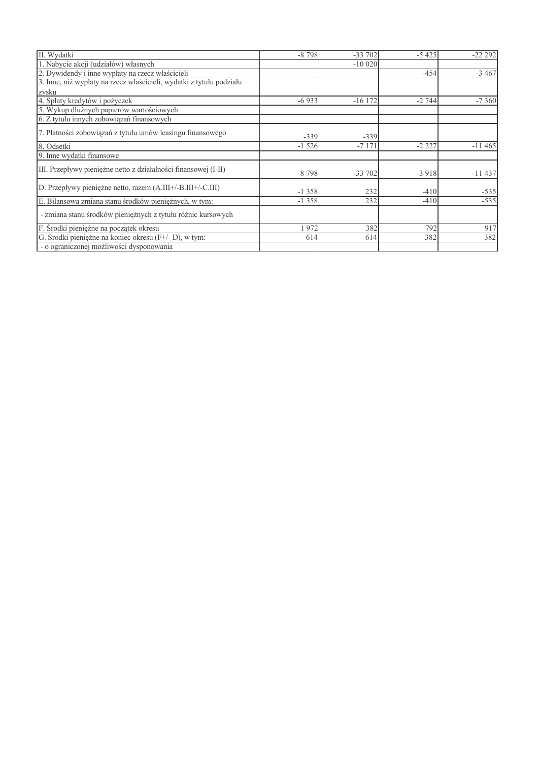| | | | | |
|---|---|---|---|---|
| II. Wydatki | -8 798 | -33 702 | -5 425 | -22 292 |
| 1. Nabycie akcji (udziałów) własnych | | -10 020 | | |
| 2. Dywidendy i inne wypłaty na rzecz właścicieli | | | -454 | -3 467 |
| 3. Inne, niż wypłaty na rzecz właścicieli, wydatki z tytułu podziału zysku | | | | |
| 4. Spłaty kredytów i pożyczek | -6 933 | -16 172 | -2 744 | -7 360 |
| 5. Wykup dłużnych papierów wartościowych | | | | |
| 6. Z tytułu innych zobowiązań finansowych | | | | |
| 7. Płatności zobowiązań z tytułu umów leasingu finansowego | -339 | -339 | | |
| 8. Odsetki | -1 526 | -7 171 | -2 227 | -11 465 |
| 9. Inne wydatki finansowe | | | | |
| III. Przepływy pieniężne netto z działalności finansowej (I-II) | -8 798 | -33 702 | -3 918 | -11 437 |
| D. Przepływy pieniężne netto, razem (A.III+/-B.III+/-C.III) | -1 358 | 232 | -410 | -535 |
| E. Bilansowa zmiana stanu środków pieniężnych, w tym: | -1 358 | 232 | -410 | -535 |
| - zmiana stanu środków pieniężnych z tytułu różnic kursowych | | | | |
| F. Środki pieniężne na początek okresu | 1 972 | 382 | 792 | 917 |
| G. Środki pieniężne na koniec okresu (F+/- D), w tym: | 614 | 614 | 382 | 382 |
| - o ograniczonej możliwości dysponowania | | | | |